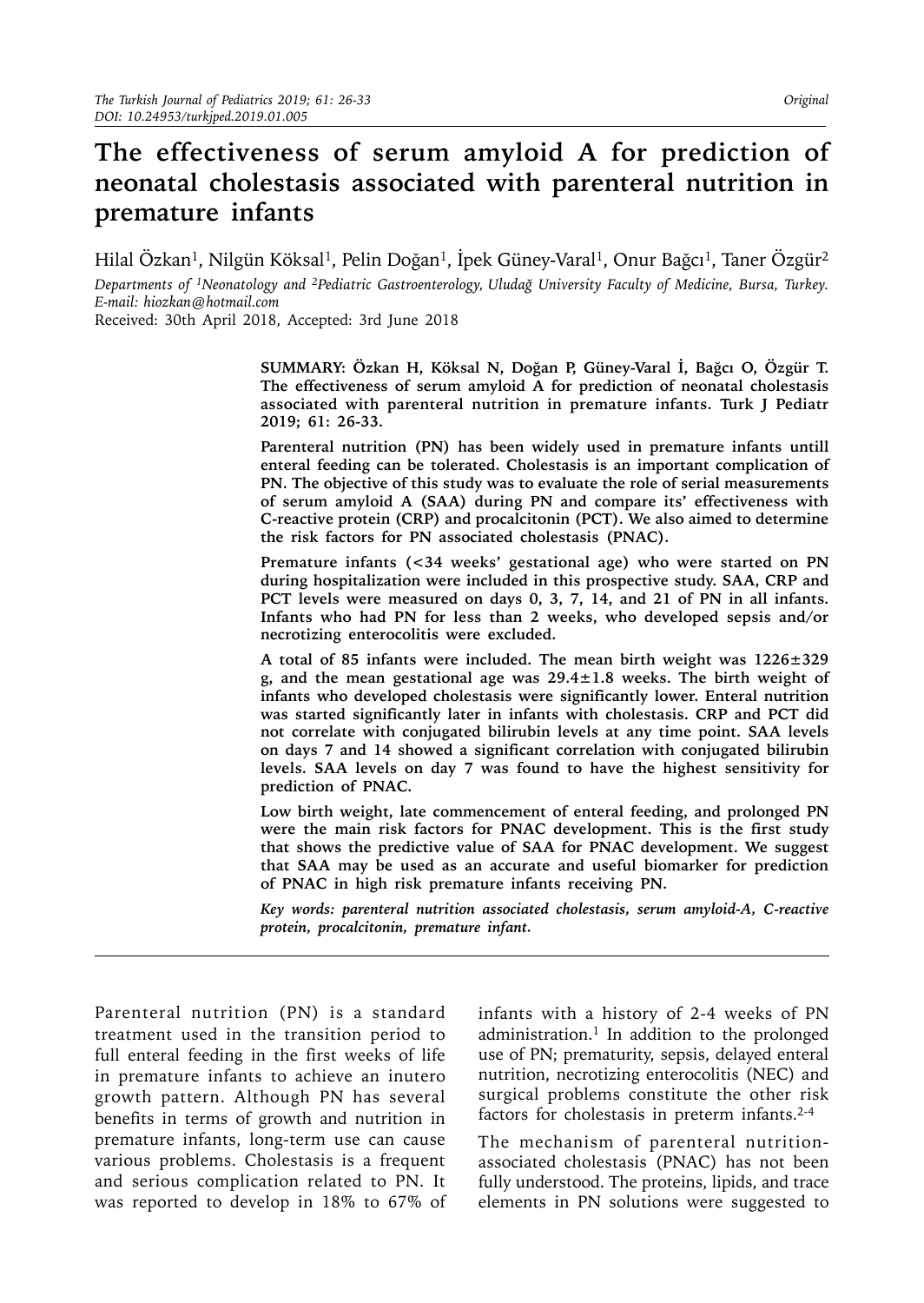# The effectiveness of serum amyloid A for prediction of neonatal cholestasis associated with parenteral nutrition in premature infants

Hilal Özkan[1], Nilgün Köksal[1], Pelin Doğan[1], İpek Güney-Varal[1], Onur Bağcı[1], Taner Özgür[2]

*Departments of [1]Neonatology and [2]Pediatric Gastroenterology, Uludağ University Faculty of Medicine, Bursa, Turkey. E-mail: hiozkan@hotmail.com*

Received: 30th April 2018, Accepted: 3rd June 2018

**SUMMARY: Özkan H, Köksal N, Doğan P, Güney-Varal İ, Bağcı O, Özgür T. The effectiveness of serum amyloid A for prediction of neonatal cholestasis associated with parenteral nutrition in premature infants. Turk J Pediatr 2019; 61: 26-33.**

**Parenteral nutrition (PN) has been widely used in premature infants untill enteral feeding can be tolerated. Cholestasis is an important complication of PN. The objective of this study was to evaluate the role of serial measurements of serum amyloid A (SAA) during PN and compare its' effectiveness with C-reactive protein (CRP) and procalcitonin (PCT). We also aimed to determine the risk factors for PN associated cholestasis (PNAC).**

**Premature infants (<34 weeks' gestational age) who were started on PN during hospitalization were included in this prospective study. SAA, CRP and PCT levels were measured on days 0, 3, 7, 14, and 21 of PN in all infants. Infants who had PN for less than 2 weeks, who developed sepsis and/or necrotizing enterocolitis were excluded.**

**A total of 85 infants were included. The mean birth weight was 1226±329 g, and the mean gestational age was 29.4±1.8 weeks. The birth weight of infants who developed cholestasis were significantly lower. Enteral nutrition was started significantly later in infants with cholestasis. CRP and PCT did not correlate with conjugated bilirubin levels at any time point. SAA levels on days 7 and 14 showed a significant correlation with conjugated bilirubin levels. SAA levels on day 7 was found to have the highest sensitivity for prediction of PNAC.**

**Low birth weight, late commencement of enteral feeding, and prolonged PN were the main risk factors for PNAC development. This is the first study that shows the predictive value of SAA for PNAC development. We suggest that SAA may be used as an accurate and useful biomarker for prediction of PNAC in high risk premature infants receiving PN.**

***Key words: parenteral nutrition associated cholestasis, serum amyloid-A, C-reactive protein, procalcitonin, premature infant.***

---

Parenteral nutrition (PN) is a standard treatment used in the transition period to full enteral feeding in the first weeks of life in premature infants to achieve an inutero growth pattern. Although PN has several benefits in terms of growth and nutrition in premature infants, long-term use can cause various problems. Cholestasis is a frequent and serious complication related to PN. It was reported to develop in 18% to 67% of infants with a history of 2-4 weeks of PN administration.[1] In addition to the prolonged use of PN; prematurity, sepsis, delayed enteral nutrition, necrotizing enterocolitis (NEC) and surgical problems constitute the other risk factors for cholestasis in preterm infants.[2-4]

The mechanism of parenteral nutrition-associated cholestasis (PNAC) has not been fully understood. The proteins, lipids, and trace elements in PN solutions were suggested to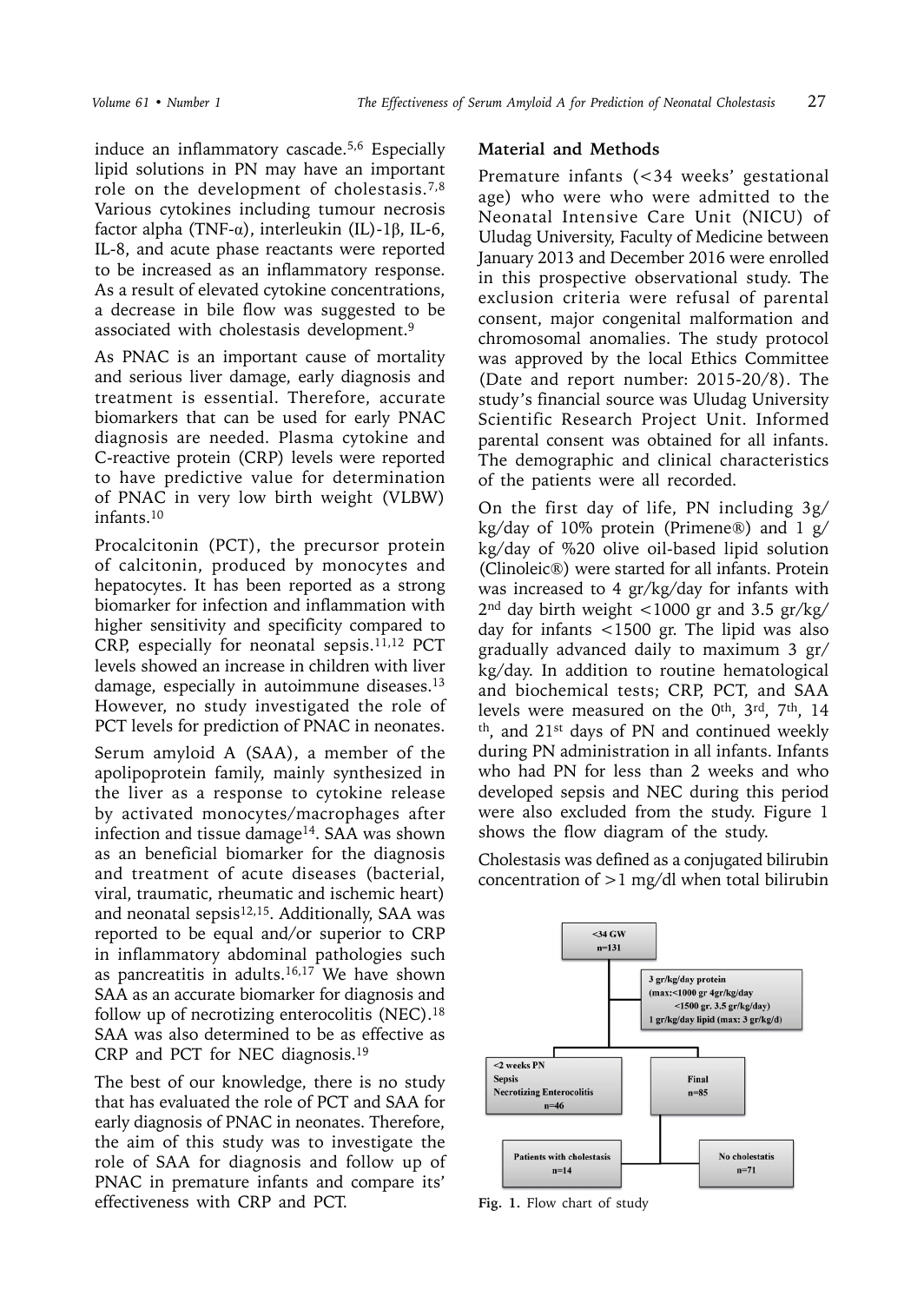induce an inflammatory cascade.[5,6] Especially lipid solutions in PN may have an important role on the development of cholestasis.[7,8] Various cytokines including tumour necrosis factor alpha (TNF-α), interleukin (IL)-1β, IL-6, IL-8, and acute phase reactants were reported to be increased as an inflammatory response. As a result of elevated cytokine concentrations, a decrease in bile flow was suggested to be associated with cholestasis development.[9]

As PNAC is an important cause of mortality and serious liver damage, early diagnosis and treatment is essential. Therefore, accurate biomarkers that can be used for early PNAC diagnosis are needed. Plasma cytokine and C-reactive protein (CRP) levels were reported to have predictive value for determination of PNAC in very low birth weight (VLBW) infants.[10]

Procalcitonin (PCT), the precursor protein of calcitonin, produced by monocytes and hepatocytes. It has been reported as a strong biomarker for infection and inflammation with higher sensitivity and specificity compared to CRP, especially for neonatal sepsis.[11,12] PCT levels showed an increase in children with liver damage, especially in autoimmune diseases.[13] However, no study investigated the role of PCT levels for prediction of PNAC in neonates.

Serum amyloid A (SAA), a member of the apolipoprotein family, mainly synthesized in the liver as a response to cytokine release by activated monocytes/macrophages after infection and tissue damage[14]. SAA was shown as an beneficial biomarker for the diagnosis and treatment of acute diseases (bacterial, viral, traumatic, rheumatic and ischemic heart) and neonatal sepsis[12,15]. Additionally, SAA was reported to be equal and/or superior to CRP in inflammatory abdominal pathologies such as pancreatitis in adults.[16,17] We have shown SAA as an accurate biomarker for diagnosis and follow up of necrotizing enterocolitis (NEC).[18] SAA was also determined to be as effective as CRP and PCT for NEC diagnosis.[19]

The best of our knowledge, there is no study that has evaluated the role of PCT and SAA for early diagnosis of PNAC in neonates. Therefore, the aim of this study was to investigate the role of SAA for diagnosis and follow up of PNAC in premature infants and compare its' effectiveness with CRP and PCT.

## Material and Methods

Premature infants (<34 weeks' gestational age) who were who were admitted to the Neonatal Intensive Care Unit (NICU) of Uludag University, Faculty of Medicine between January 2013 and December 2016 were enrolled in this prospective observational study. The exclusion criteria were refusal of parental consent, major congenital malformation and chromosomal anomalies. The study protocol was approved by the local Ethics Committee (Date and report number: 2015-20/8). The study's financial source was Uludag University Scientific Research Project Unit. Informed parental consent was obtained for all infants. The demographic and clinical characteristics of the patients were all recorded.

On the first day of life, PN including 3g/kg/day of 10% protein (Primene®) and 1 g/kg/day of %20 olive oil-based lipid solution (Clinoleic®) were started for all infants. Protein was increased to 4 gr/kg/day for infants with 2nd day birth weight <1000 gr and 3.5 gr/kg/day for infants <1500 gr. The lipid was also gradually advanced daily to maximum 3 gr/kg/day. In addition to routine hematological and biochemical tests; CRP, PCT, and SAA levels were measured on the 0th, 3rd, 7th, 14th, and 21st days of PN and continued weekly during PN administration in all infants. Infants who had PN for less than 2 weeks and who developed sepsis and NEC during this period were also excluded from the study. Figure 1 shows the flow diagram of the study.

Cholestasis was defined as a conjugated bilirubin concentration of >1 mg/dl when total bilirubin

Fig. 1. Flow chart of study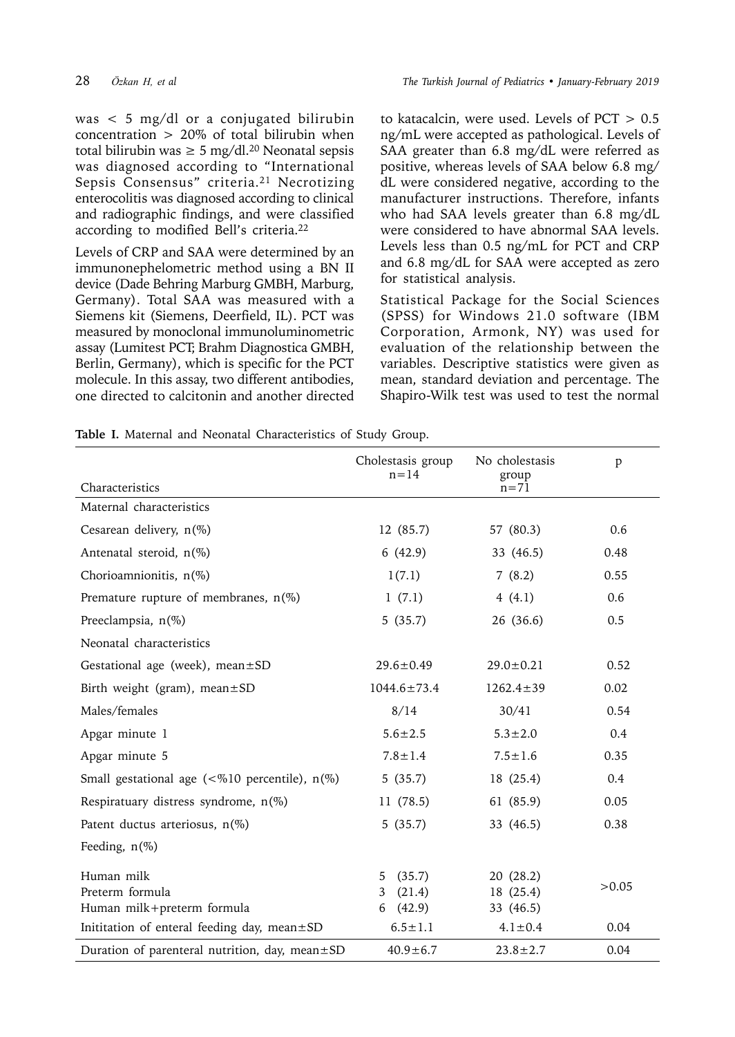was < 5 mg/dl or a conjugated bilirubin concentration > 20% of total bilirubin when total bilirubin was ≥ 5 mg/dl.[20] Neonatal sepsis was diagnosed according to "International Sepsis Consensus" criteria.[21] Necrotizing enterocolitis was diagnosed according to clinical and radiographic findings, and were classified according to modified Bell's criteria.[22]

Levels of CRP and SAA were determined by an immunonephelometric method using a BN II device (Dade Behring Marburg GMBH, Marburg, Germany). Total SAA was measured with a Siemens kit (Siemens, Deerfield, IL). PCT was measured by monoclonal immunoluminometric assay (Lumitest PCT; Brahm Diagnostica GMBH, Berlin, Germany), which is specific for the PCT molecule. In this assay, two different antibodies, one directed to calcitonin and another directed to katacalcin, were used. Levels of PCT > 0.5 ng/mL were accepted as pathological. Levels of SAA greater than 6.8 mg/dL were referred as positive, whereas levels of SAA below 6.8 mg/dL were considered negative, according to the manufacturer instructions. Therefore, infants who had SAA levels greater than 6.8 mg/dL were considered to have abnormal SAA levels. Levels less than 0.5 ng/mL for PCT and CRP and 6.8 mg/dL for SAA were accepted as zero for statistical analysis.

Statistical Package for the Social Sciences (SPSS) for Windows 21.0 software (IBM Corporation, Armonk, NY) was used for evaluation of the relationship between the variables. Descriptive statistics were given as mean, standard deviation and percentage. The Shapiro-Wilk test was used to test the normal

**Table I.** Maternal and Neonatal Characteristics of Study Group.

| Characteristics | Cholestasis group n=14 | No cholestasis group n=71 | p |
|---|---|---|---|
| Maternal characteristics | | | |
| Cesarean delivery, n(%) | 12 (85.7) | 57 (80.3) | 0.6 |
| Antenatal steroid, n(%) | 6 (42.9) | 33 (46.5) | 0.48 |
| Chorioamnionitis, n(%) | 1(7.1) | 7 (8.2) | 0.55 |
| Premature rupture of membranes, n(%) | 1 (7.1) | 4 (4.1) | 0.6 |
| Preeclampsia, n(%) | 5 (35.7) | 26 (36.6) | 0.5 |
| Neonatal characteristics | | | |
| Gestational age (week), mean±SD | 29.6±0.49 | 29.0±0.21 | 0.52 |
| Birth weight (gram), mean±SD | 1044.6±73.4 | 1262.4±39 | 0.02 |
| Males/females | 8/14 | 30/41 | 0.54 |
| Apgar minute 1 | 5.6±2.5 | 5.3±2.0 | 0.4 |
| Apgar minute 5 | 7.8±1.4 | 7.5±1.6 | 0.35 |
| Small gestational age (<%10 percentile), n(%) | 5 (35.7) | 18 (25.4) | 0.4 |
| Respiratuary distress syndrome, n(%) | 11 (78.5) | 61 (85.9) | 0.05 |
| Patent ductus arteriosus, n(%) | 5 (35.7) | 33 (46.5) | 0.38 |
| Feeding, n(%) | | | |
| Human milk | 5 (35.7) | 20 (28.2) | >0.05 |
| Preterm formula | 3 (21.4) | 18 (25.4) | |
| Human milk+preterm formula | 6 (42.9) | 33 (46.5) | |
| Inititation of enteral feeding day, mean±SD | 6.5±1.1 | 4.1±0.4 | 0.04 |
| Duration of parenteral nutrition, day, mean±SD | 40.9±6.7 | 23.8±2.7 | 0.04 |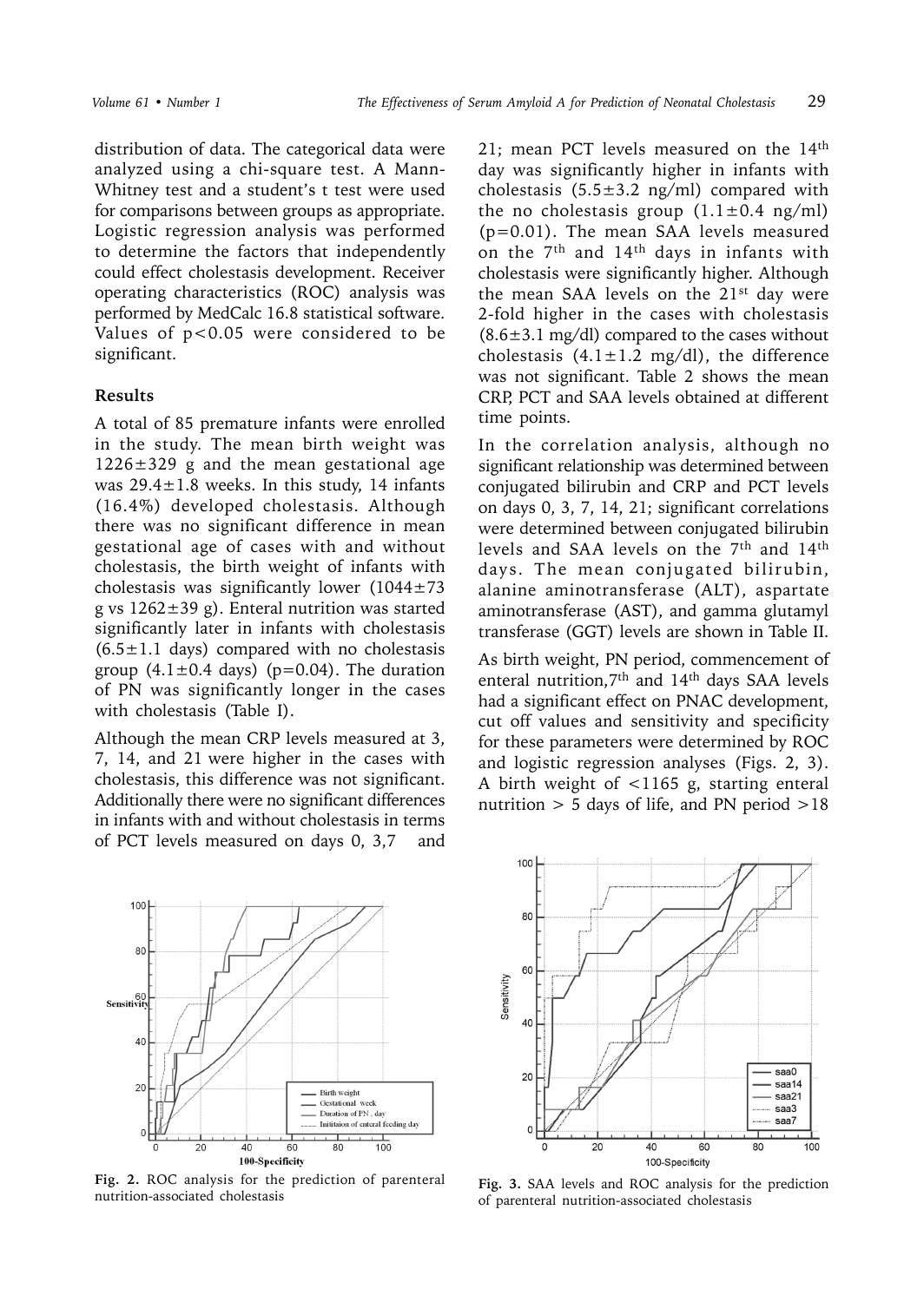distribution of data. The categorical data were analyzed using a chi-square test. A Mann-Whitney test and a student's t test were used for comparisons between groups as appropriate. Logistic regression analysis was performed to determine the factors that independently could effect cholestasis development. Receiver operating characteristics (ROC) analysis was performed by MedCalc 16.8 statistical software. Values of $p<0.05$ were considered to be significant.

## Results

A total of 85 premature infants were enrolled in the study. The mean birth weight was $1226\pm329$ g and the mean gestational age was $29.4\pm1.8$ weeks. In this study, 14 infants (16.4%) developed cholestasis. Although there was no significant difference in mean gestational age of cases with and without cholestasis, the birth weight of infants with cholestasis was significantly lower ($1044\pm73$ g vs $1262\pm39$ g). Enteral nutrition was started significantly later in infants with cholestasis ($6.5\pm1.1$ days) compared with no cholestasis group ($4.1\pm0.4$ days) ($p=0.04$). The duration of PN was significantly longer in the cases with cholestasis (Table I).

Although the mean CRP levels measured at 3, 7, 14, and 21 were higher in the cases with cholestasis, this difference was not significant. Additionally there were no significant differences in infants with and without cholestasis in terms of PCT levels measured on days 0, 3,7 and 21; mean PCT levels measured on the 14th day was significantly higher in infants with cholestasis ($5.5\pm3.2$ ng/ml) compared with the no cholestasis group ($1.1\pm0.4$ ng/ml) ($p=0.01$). The mean SAA levels measured on the 7th and 14th days in infants with cholestasis were significantly higher. Although the mean SAA levels on the 21st day were 2-fold higher in the cases with cholestasis ($8.6\pm3.1$ mg/dl) compared to the cases without cholestasis ($4.1\pm1.2$ mg/dl), the difference was not significant. Table 2 shows the mean CRP, PCT and SAA levels obtained at different time points.

In the correlation analysis, although no significant relationship was determined between conjugated bilirubin and CRP and PCT levels on days 0, 3, 7, 14, 21; significant correlations were determined between conjugated bilirubin levels and SAA levels on the 7th and 14th days. The mean conjugated bilirubin, alanine aminotransferase (ALT), aspartate aminotransferase (AST), and gamma glutamyl transferase (GGT) levels are shown in Table II.

As birth weight, PN period, commencement of enteral nutrition,7th and 14th days SAA levels had a significant effect on PNAC development, cut off values and sensitivity and specificity for these parameters were determined by ROC and logistic regression analyses (Figs. 2, 3). A birth weight of <1165 g, starting enteral nutrition > 5 days of life, and PN period >18

**Fig. 2.** ROC analysis for the prediction of parenteral nutrition-associated cholestasis

**Fig. 3.** SAA levels and ROC analysis for the prediction of parenteral nutrition-associated cholestasis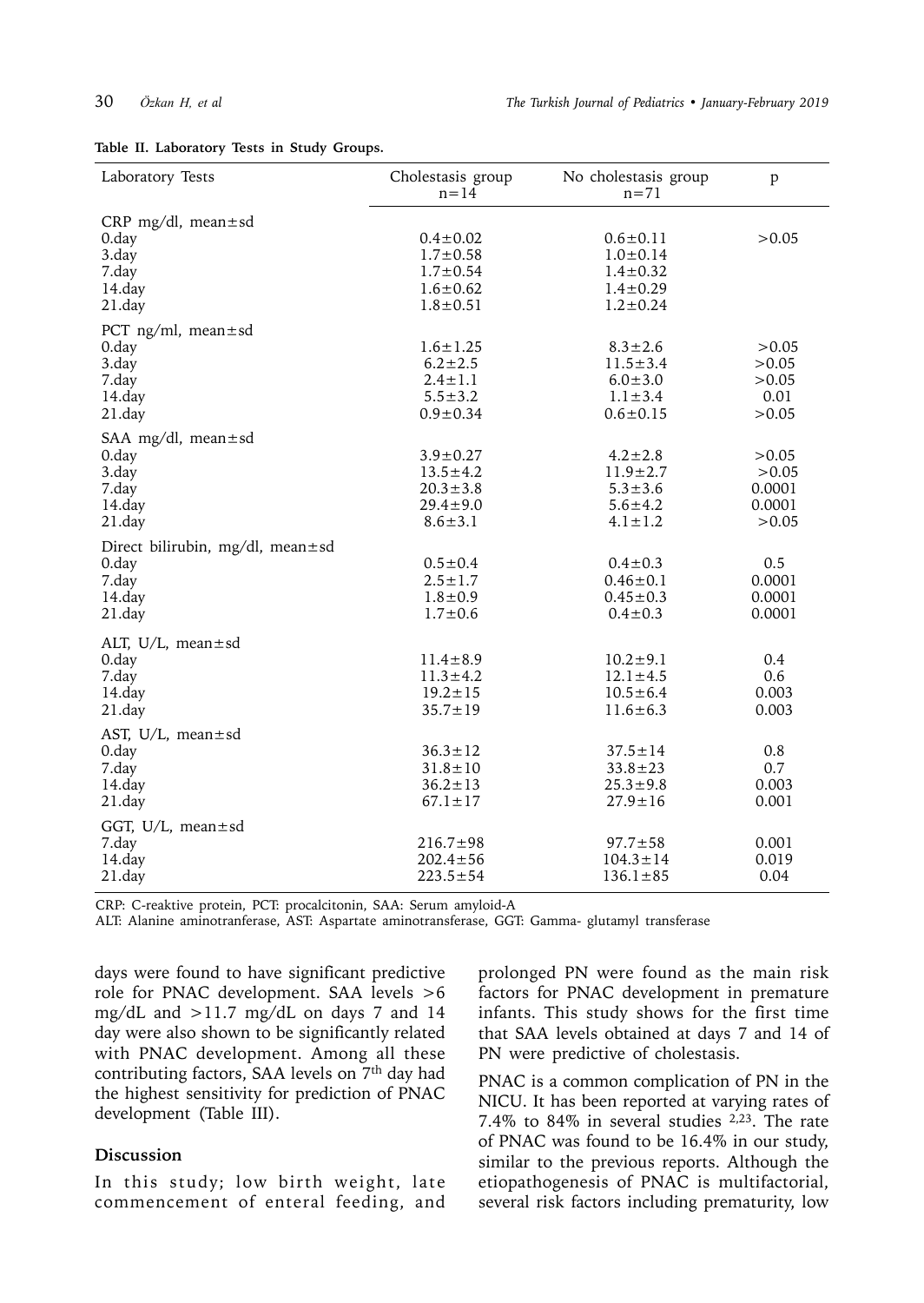**Table II. Laboratory Tests in Study Groups.**

| Laboratory Tests | Cholestasis group n=14 | No cholestasis group n=71 | p |
|---|---|---|---|
| CRP mg/dl, mean±sd | | | |
| 0.day | 0.4±0.02 | 0.6±0.11 | >0.05 |
| 3.day | 1.7±0.58 | 1.0±0.14 | |
| 7.day | 1.7±0.54 | 1.4±0.32 | |
| 14.day | 1.6±0.62 | 1.4±0.29 | |
| 21.day | 1.8±0.51 | 1.2±0.24 | |
| PCT ng/ml, mean±sd | | | |
| 0.day | 1.6±1.25 | 8.3±2.6 | >0.05 |
| 3.day | 6.2±2.5 | 11.5±3.4 | >0.05 |
| 7.day | 2.4±1.1 | 6.0±3.0 | >0.05 |
| 14.day | 5.5±3.2 | 1.1±3.4 | 0.01 |
| 21.day | 0.9±0.34 | 0.6±0.15 | >0.05 |
| SAA mg/dl, mean±sd | | | |
| 0.day | 3.9±0.27 | 4.2±2.8 | >0.05 |
| 3.day | 13.5±4.2 | 11.9±2.7 | >0.05 |
| 7.day | 20.3±3.8 | 5.3±3.6 | 0.0001 |
| 14.day | 29.4±9.0 | 5.6±4.2 | 0.0001 |
| 21.day | 8.6±3.1 | 4.1±1.2 | >0.05 |
| Direct bilirubin, mg/dl, mean±sd | | | |
| 0.day | 0.5±0.4 | 0.4±0.3 | 0.5 |
| 7.day | 2.5±1.7 | 0.46±0.1 | 0.0001 |
| 14.day | 1.8±0.9 | 0.45±0.3 | 0.0001 |
| 21.day | 1.7±0.6 | 0.4±0.3 | 0.0001 |
| ALT, U/L, mean±sd | | | |
| 0.day | 11.4±8.9 | 10.2±9.1 | 0.4 |
| 7.day | 11.3±4.2 | 12.1±4.5 | 0.6 |
| 14.day | 19.2±15 | 10.5±6.4 | 0.003 |
| 21.day | 35.7±19 | 11.6±6.3 | 0.003 |
| AST, U/L, mean±sd | | | |
| 0.day | 36.3±12 | 37.5±14 | 0.8 |
| 7.day | 31.8±10 | 33.8±23 | 0.7 |
| 14.day | 36.2±13 | 25.3±9.8 | 0.003 |
| 21.day | 67.1±17 | 27.9±16 | 0.001 |
| GGT, U/L, mean±sd | | | |
| 7.day | 216.7±98 | 97.7±58 | 0.001 |
| 14.day | 202.4±56 | 104.3±14 | 0.019 |
| 21.day | 223.5±54 | 136.1±85 | 0.04 |

CRP: C-reaktive protein, PCT: procalcitonin, SAA: Serum amyloid-A
ALT: Alanine aminotranferase, AST: Aspartate aminotransferase, GGT: Gamma- glutamyl transferase

days were found to have significant predictive role for PNAC development. SAA levels >6 mg/dL and >11.7 mg/dL on days 7 and 14 day were also shown to be significantly related with PNAC development. Among all these contributing factors, SAA levels on 7th day had the highest sensitivity for prediction of PNAC development (Table III).

## Discussion

In this study; low birth weight, late commencement of enteral feeding, and prolonged PN were found as the main risk factors for PNAC development in premature infants. This study shows for the first time that SAA levels obtained at days 7 and 14 of PN were predictive of cholestasis.

PNAC is a common complication of PN in the NICU. It has been reported at varying rates of 7.4% to 84% in several studies [2,23]. The rate of PNAC was found to be 16.4% in our study, similar to the previous reports. Although the etiopathogenesis of PNAC is multifactorial, several risk factors including prematurity, low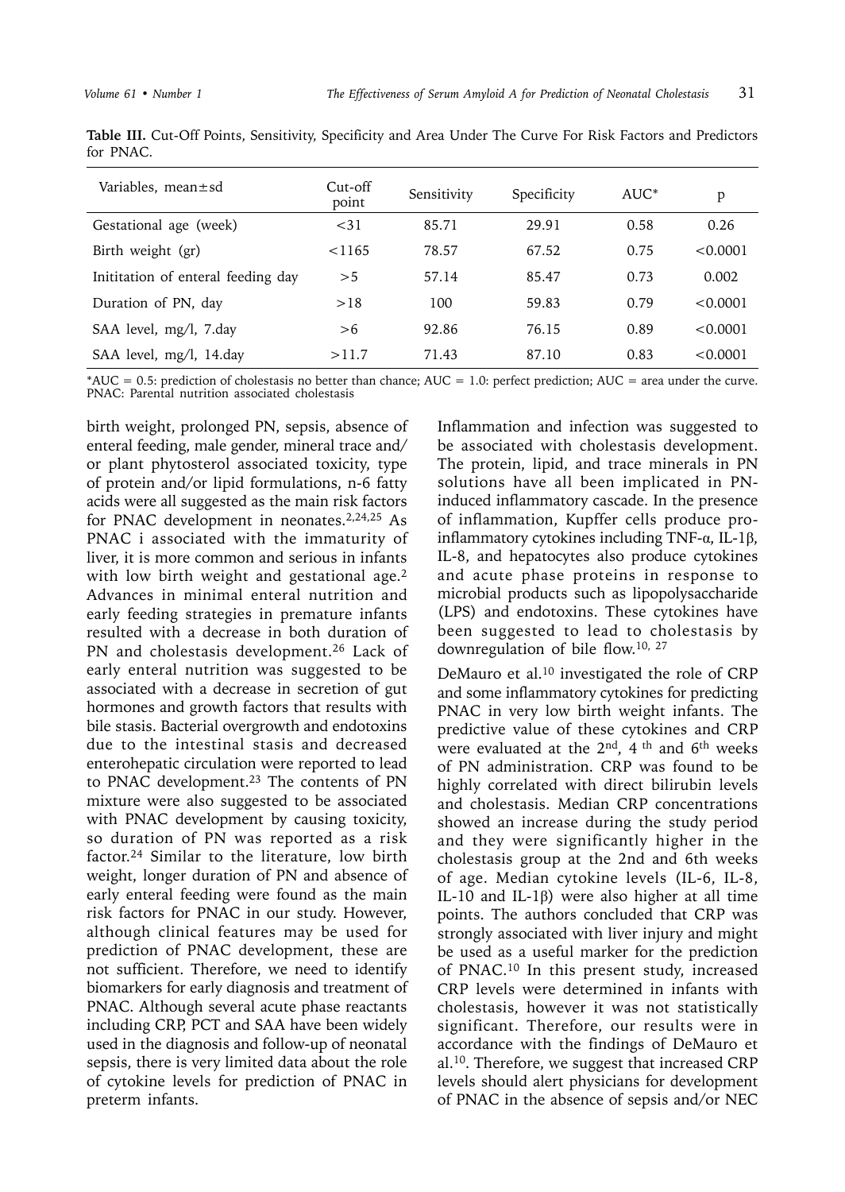**Table III.** Cut-Off Points, Sensitivity, Specificity and Area Under The Curve For Risk Factors and Predictors for PNAC.

| Variables, mean±sd | Cut-off point | Sensitivity | Specificity | AUC* | p |
|---|---|---|---|---|---|
| Gestational age (week) | <31 | 85.71 | 29.91 | 0.58 | 0.26 |
| Birth weight (gr) | <1165 | 78.57 | 67.52 | 0.75 | <0.0001 |
| Inititation of enteral feeding day | >5 | 57.14 | 85.47 | 0.73 | 0.002 |
| Duration of PN, day | >18 | 100 | 59.83 | 0.79 | <0.0001 |
| SAA level, mg/l, 7.day | >6 | 92.86 | 76.15 | 0.89 | <0.0001 |
| SAA level, mg/l, 14.day | >11.7 | 71.43 | 87.10 | 0.83 | <0.0001 |

*AUC = 0.5: prediction of cholestasis no better than chance; AUC = 1.0: perfect prediction; AUC = area under the curve.
PNAC: Parental nutrition associated cholestasis

birth weight, prolonged PN, sepsis, absence of enteral feeding, male gender, mineral trace and/or plant phytosterol associated toxicity, type of protein and/or lipid formulations, n-6 fatty acids were all suggested as the main risk factors for PNAC development in neonates.[2,24,25] As PNAC i associated with the immaturity of liver, it is more common and serious in infants with low birth weight and gestational age.[2] Advances in minimal enteral nutrition and early feeding strategies in premature infants resulted with a decrease in both duration of PN and cholestasis development.[26] Lack of early enteral nutrition was suggested to be associated with a decrease in secretion of gut hormones and growth factors that results with bile stasis. Bacterial overgrowth and endotoxins due to the intestinal stasis and decreased enterohepatic circulation were reported to lead to PNAC development.[23] The contents of PN mixture were also suggested to be associated with PNAC development by causing toxicity, so duration of PN was reported as a risk factor.[24] Similar to the literature, low birth weight, longer duration of PN and absence of early enteral feeding were found as the main risk factors for PNAC in our study. However, although clinical features may be used for prediction of PNAC development, these are not sufficient. Therefore, we need to identify biomarkers for early diagnosis and treatment of PNAC. Although several acute phase reactants including CRP, PCT and SAA have been widely used in the diagnosis and follow-up of neonatal sepsis, there is very limited data about the role of cytokine levels for prediction of PNAC in preterm infants.

Inflammation and infection was suggested to be associated with cholestasis development. The protein, lipid, and trace minerals in PN solutions have all been implicated in PN-induced inflammatory cascade. In the presence of inflammation, Kupffer cells produce pro-inflammatory cytokines including TNF-α, IL-1β, IL-8, and hepatocytes also produce cytokines and acute phase proteins in response to microbial products such as lipopolysaccharide (LPS) and endotoxins. These cytokines have been suggested to lead to cholestasis by downregulation of bile flow.[10, 27]

DeMauro et al.[10] investigated the role of CRP and some inflammatory cytokines for predicting PNAC in very low birth weight infants. The predictive value of these cytokines and CRP were evaluated at the 2nd, 4th and 6th weeks of PN administration. CRP was found to be highly correlated with direct bilirubin levels and cholestasis. Median CRP concentrations showed an increase during the study period and they were significantly higher in the cholestasis group at the 2nd and 6th weeks of age. Median cytokine levels (IL-6, IL-8, IL-10 and IL-1β) were also higher at all time points. The authors concluded that CRP was strongly associated with liver injury and might be used as a useful marker for the prediction of PNAC.[10] In this present study, increased CRP levels were determined in infants with cholestasis, however it was not statistically significant. Therefore, our results were in accordance with the findings of DeMauro et al.[10]. Therefore, we suggest that increased CRP levels should alert physicians for development of PNAC in the absence of sepsis and/or NEC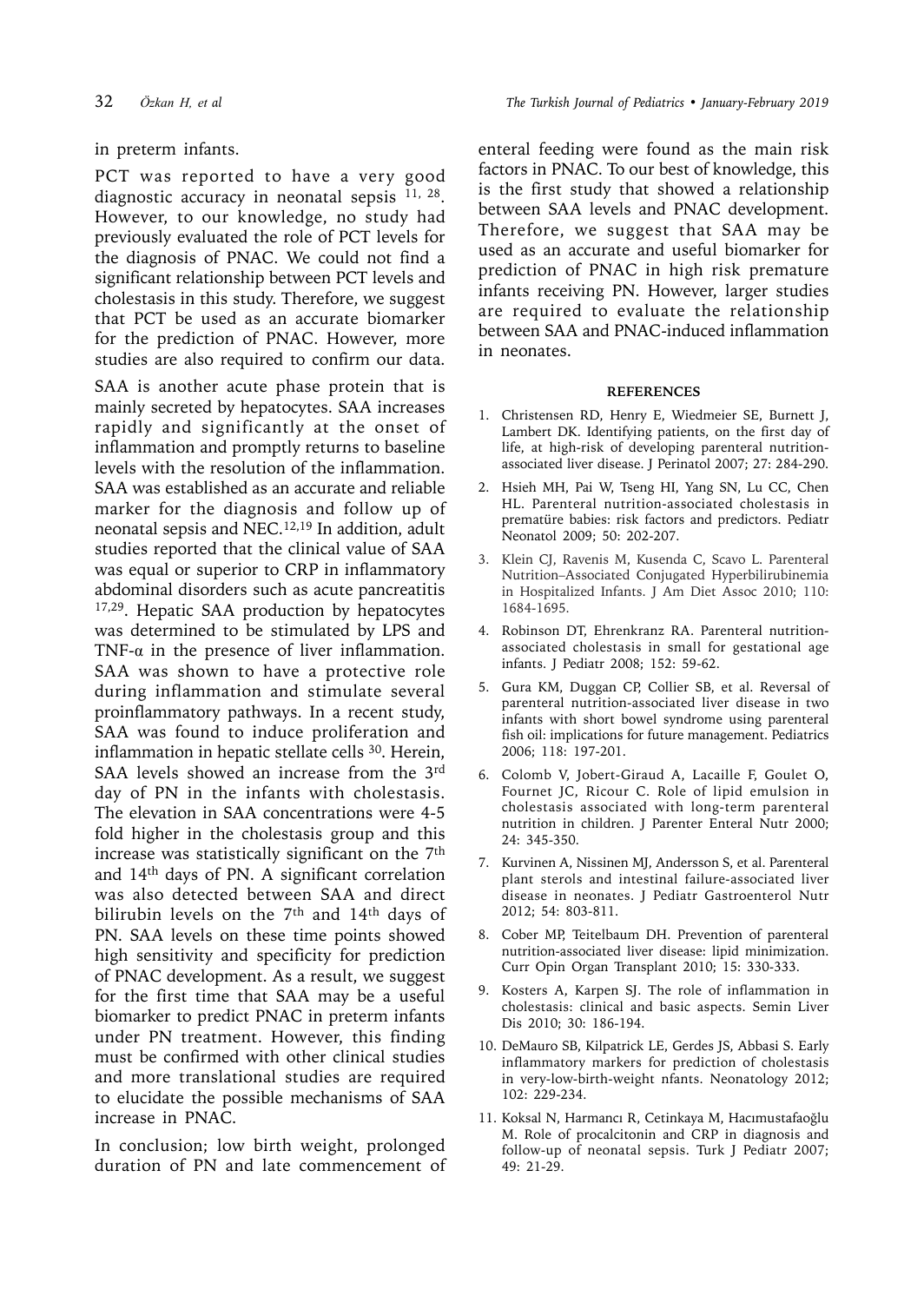in preterm infants.

PCT was reported to have a very good diagnostic accuracy in neonatal sepsis [11, 28]. However, to our knowledge, no study had previously evaluated the role of PCT levels for the diagnosis of PNAC. We could not find a significant relationship between PCT levels and cholestasis in this study. Therefore, we suggest that PCT be used as an accurate biomarker for the prediction of PNAC. However, more studies are also required to confirm our data.

SAA is another acute phase protein that is mainly secreted by hepatocytes. SAA increases rapidly and significantly at the onset of inflammation and promptly returns to baseline levels with the resolution of the inflammation. SAA was established as an accurate and reliable marker for the diagnosis and follow up of neonatal sepsis and NEC.[12,19] In addition, adult studies reported that the clinical value of SAA was equal or superior to CRP in inflammatory abdominal disorders such as acute pancreatitis [17,29]. Hepatic SAA production by hepatocytes was determined to be stimulated by LPS and TNF-α in the presence of liver inflammation. SAA was shown to have a protective role during inflammation and stimulate several proinflammatory pathways. In a recent study, SAA was found to induce proliferation and inflammation in hepatic stellate cells [30]. Herein, SAA levels showed an increase from the 3rd day of PN in the infants with cholestasis. The elevation in SAA concentrations were 4-5 fold higher in the cholestasis group and this increase was statistically significant on the 7th and 14th days of PN. A significant correlation was also detected between SAA and direct bilirubin levels on the 7th and 14th days of PN. SAA levels on these time points showed high sensitivity and specificity for prediction of PNAC development. As a result, we suggest for the first time that SAA may be a useful biomarker to predict PNAC in preterm infants under PN treatment. However, this finding must be confirmed with other clinical studies and more translational studies are required to elucidate the possible mechanisms of SAA increase in PNAC.

In conclusion; low birth weight, prolonged duration of PN and late commencement of enteral feeding were found as the main risk factors in PNAC. To our best of knowledge, this is the first study that showed a relationship between SAA levels and PNAC development. Therefore, we suggest that SAA may be used as an accurate and useful biomarker for prediction of PNAC in high risk premature infants receiving PN. However, larger studies are required to evaluate the relationship between SAA and PNAC-induced inflammation in neonates.

## REFERENCES

1. Christensen RD, Henry E, Wiedmeier SE, Burnett J, Lambert DK. Identifying patients, on the first day of life, at high-risk of developing parenteral nutrition-associated liver disease. J Perinatol 2007; 27: 284-290.
2. Hsieh MH, Pai W, Tseng HI, Yang SN, Lu CC, Chen HL. Parenteral nutrition-associated cholestasis in prematüre babies: risk factors and predictors. Pediatr Neonatol 2009; 50: 202-207.
3. Klein CJ, Ravenis M, Kusenda C, Scavo L. Parenteral Nutrition–Associated Conjugated Hyperbilirubinemia in Hospitalized Infants. J Am Diet Assoc 2010; 110: 1684-1695.
4. Robinson DT, Ehrenkranz RA. Parenteral nutrition-associated cholestasis in small for gestational age infants. J Pediatr 2008; 152: 59-62.
5. Gura KM, Duggan CP, Collier SB, et al. Reversal of parenteral nutrition-associated liver disease in two infants with short bowel syndrome using parenteral fish oil: implications for future management. Pediatrics 2006; 118: 197-201.
6. Colomb V, Jobert-Giraud A, Lacaille F, Goulet O, Fournet JC, Ricour C. Role of lipid emulsion in cholestasis associated with long-term parenteral nutrition in children. J Parenter Enteral Nutr 2000; 24: 345-350.
7. Kurvinen A, Nissinen MJ, Andersson S, et al. Parenteral plant sterols and intestinal failure-associated liver disease in neonates. J Pediatr Gastroenterol Nutr 2012; 54: 803-811.
8. Cober MP, Teitelbaum DH. Prevention of parenteral nutrition-associated liver disease: lipid minimization. Curr Opin Organ Transplant 2010; 15: 330-333.
9. Kosters A, Karpen SJ. The role of inflammation in cholestasis: clinical and basic aspects. Semin Liver Dis 2010; 30: 186-194.
10. DeMauro SB, Kilpatrick LE, Gerdes JS, Abbasi S. Early inflammatory markers for prediction of cholestasis in very-low-birth-weight nfants. Neonatology 2012; 102: 229-234.
11. Koksal N, Harmancı R, Cetinkaya M, Hacımustafaoğlu M. Role of procalcitonin and CRP in diagnosis and follow-up of neonatal sepsis. Turk J Pediatr 2007; 49: 21-29.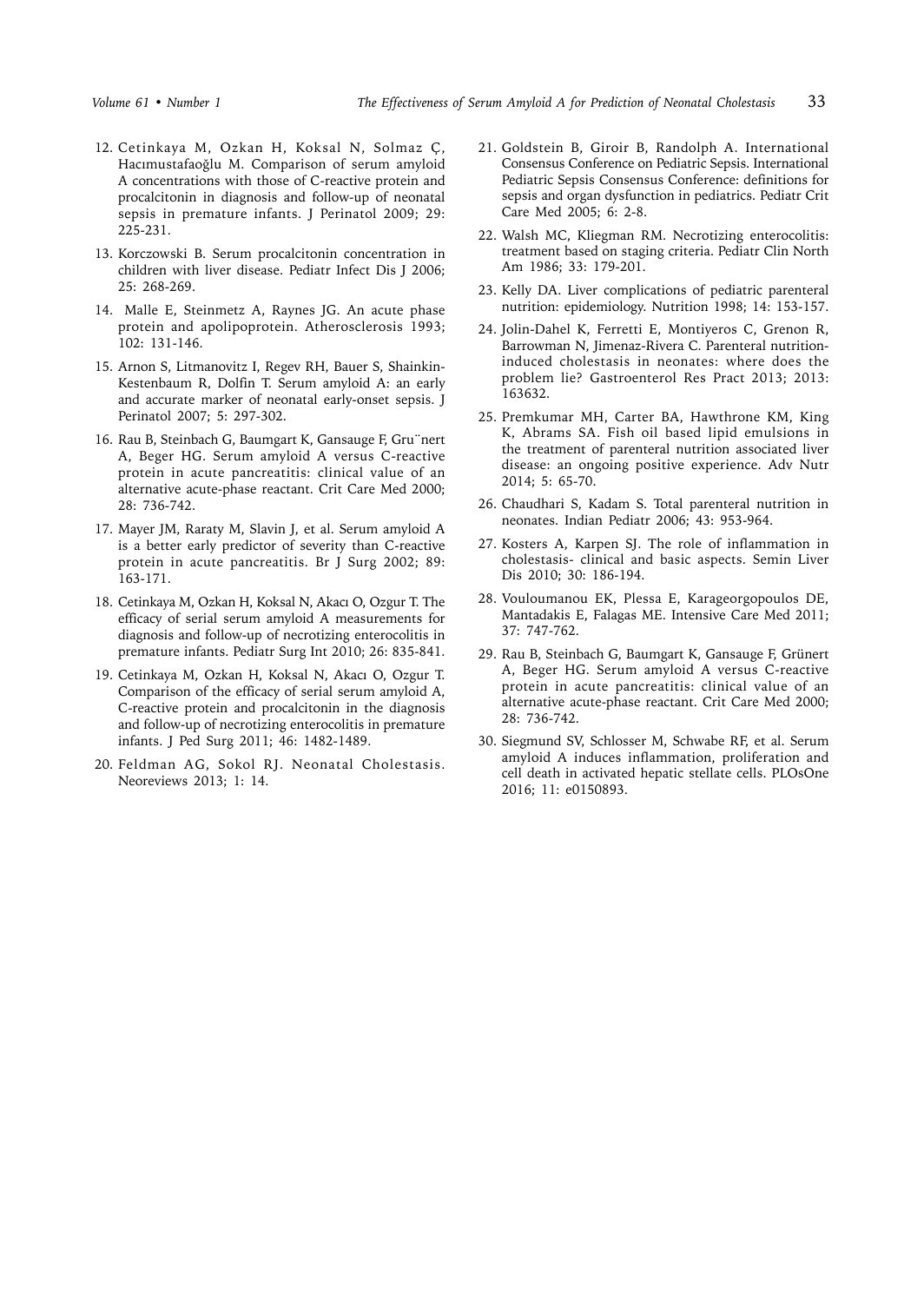12. Cetinkaya M, Ozkan H, Koksal N, Solmaz Ç, Hacımustafaoğlu M. Comparison of serum amyloid A concentrations with those of C-reactive protein and procalcitonin in diagnosis and follow-up of neonatal sepsis in premature infants. J Perinatol 2009; 29: 225-231.

13. Korczowski B. Serum procalcitonin concentration in children with liver disease. Pediatr Infect Dis J 2006; 25: 268-269.

14. Malle E, Steinmetz A, Raynes JG. An acute phase protein and apolipoprotein. Atherosclerosis 1993; 102: 131-146.

15. Arnon S, Litmanovitz I, Regev RH, Bauer S, Shainkin-Kestenbaum R, Dolfin T. Serum amyloid A: an early and accurate marker of neonatal early-onset sepsis. J Perinatol 2007; 5: 297-302.

16. Rau B, Steinbach G, Baumgart K, Gansauge F, Gru¨nert A, Beger HG. Serum amyloid A versus C-reactive protein in acute pancreatitis: clinical value of an alternative acute-phase reactant. Crit Care Med 2000; 28: 736-742.

17. Mayer JM, Raraty M, Slavin J, et al. Serum amyloid A is a better early predictor of severity than C-reactive protein in acute pancreatitis. Br J Surg 2002; 89: 163-171.

18. Cetinkaya M, Ozkan H, Koksal N, Akacı O, Ozgur T. The efficacy of serial serum amyloid A measurements for diagnosis and follow-up of necrotizing enterocolitis in premature infants. Pediatr Surg Int 2010; 26: 835-841.

19. Cetinkaya M, Ozkan H, Koksal N, Akacı O, Ozgur T. Comparison of the efficacy of serial serum amyloid A, C-reactive protein and procalcitonin in the diagnosis and follow-up of necrotizing enterocolitis in premature infants. J Ped Surg 2011; 46: 1482-1489.

20. Feldman AG, Sokol RJ. Neonatal Cholestasis. Neoreviews 2013; 1: 14.

21. Goldstein B, Giroir B, Randolph A. International Consensus Conference on Pediatric Sepsis. International Pediatric Sepsis Consensus Conference: definitions for sepsis and organ dysfunction in pediatrics. Pediatr Crit Care Med 2005; 6: 2-8.

22. Walsh MC, Kliegman RM. Necrotizing enterocolitis: treatment based on staging criteria. Pediatr Clin North Am 1986; 33: 179-201.

23. Kelly DA. Liver complications of pediatric parenteral nutrition: epidemiology. Nutrition 1998; 14: 153-157.

24. Jolin-Dahel K, Ferretti E, Montiyeros C, Grenon R, Barrowman N, Jimenaz-Rivera C. Parenteral nutrition-induced cholestasis in neonates: where does the problem lie? Gastroenterol Res Pract 2013; 2013: 163632.

25. Premkumar MH, Carter BA, Hawthrone KM, King K, Abrams SA. Fish oil based lipid emulsions in the treatment of parenteral nutrition associated liver disease: an ongoing positive experience. Adv Nutr 2014; 5: 65-70.

26. Chaudhari S, Kadam S. Total parenteral nutrition in neonates. Indian Pediatr 2006; 43: 953-964.

27. Kosters A, Karpen SJ. The role of inflammation in cholestasis- clinical and basic aspects. Semin Liver Dis 2010; 30: 186-194.

28. Vouloumanou EK, Plessa E, Karageorgopoulos DE, Mantadakis E, Falagas ME. Intensive Care Med 2011; 37: 747-762.

29. Rau B, Steinbach G, Baumgart K, Gansauge F, Grünert A, Beger HG. Serum amyloid A versus C-reactive protein in acute pancreatitis: clinical value of an alternative acute-phase reactant. Crit Care Med 2000; 28: 736-742.

30. Siegmund SV, Schlosser M, Schwabe RF, et al. Serum amyloid A induces inflammation, proliferation and cell death in activated hepatic stellate cells. PLOsOne 2016; 11: e0150893.